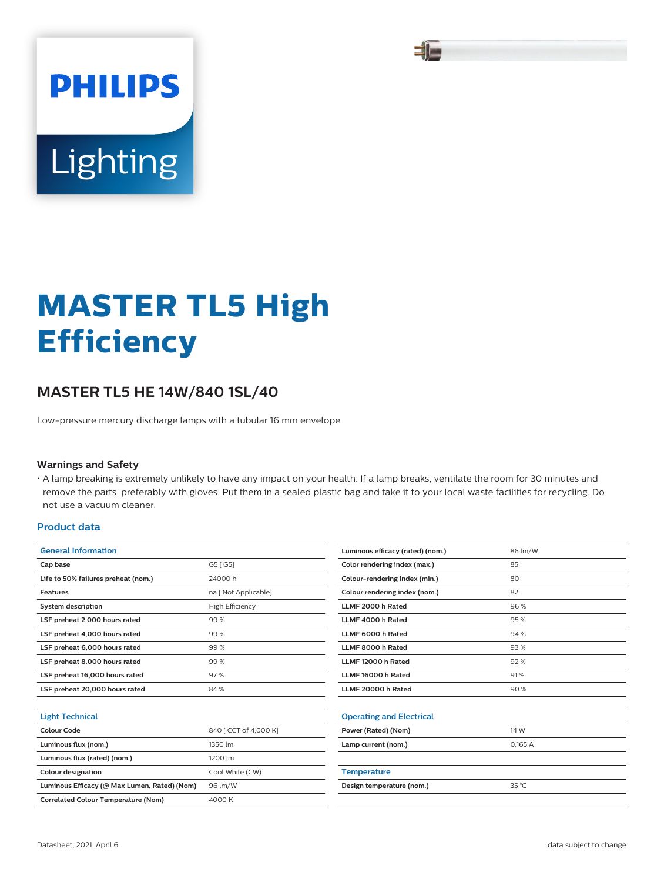PHILIPS

Lighting

# MASTER TL5 High Efficiency

## MASTER TL5 HE 14W/840 1SL/40

Low-pressure mercury discharge lamps with a tubular 16 mm envelope

### Warnings and Safety

- A lamp breaking is extremely unlikely to have any impact on your health. If a lamp breaks, ventilate the room for 30 minutes and remove the parts, preferably with gloves. Put them in a sealed plastic bag and take it to your local waste facilities for recycling. Do not use a vacuum cleaner.

### Product data

| General Information | |
|---|---|
| Cap base | G5 [ G5] |
| Life to 50% failures preheat (nom.) | 24000 h |
| Features | na [ Not Applicable] |
| System description | High Efficiency |
| LSF preheat 2,000 hours rated | 99 % |
| LSF preheat 4,000 hours rated | 99 % |
| LSF preheat 6,000 hours rated | 99 % |
| LSF preheat 8,000 hours rated | 99 % |
| LSF preheat 16,000 hours rated | 97 % |
| LSF preheat 20,000 hours rated | 84 % |

| Light Technical | |
|---|---|
| Colour Code | 840 [ CCT of 4,000 K] |
| Luminous flux (nom.) | 1350 lm |
| Luminous flux (rated) (nom.) | 1200 lm |
| Colour designation | Cool White (CW) |
| Luminous Efficacy (@ Max Lumen, Rated) (Nom) | 96 lm/W |
| Correlated Colour Temperature (Nom) | 4000 K |
| Luminous efficacy (rated) (nom.) | 86 lm/W |
| Color rendering index (max.) | 85 |
| Colour-rendering index (min.) | 80 |
| Colour rendering index (nom.) | 82 |
| LLMF 2000 h Rated | 96 % |
| LLMF 4000 h Rated | 95 % |
| LLMF 6000 h Rated | 94 % |
| LLMF 8000 h Rated | 93 % |
| LLMF 12000 h Rated | 92 % |
| LLMF 16000 h Rated | 91 % |
| LLMF 20000 h Rated | 90 % |

| Operating and Electrical | |
|---|---|
| Power (Rated) (Nom) | 14 W |
| Lamp current (nom.) | 0.165 A |

| Temperature | |
|---|---|
| Design temperature (nom.) | 35 °C |

Datasheet, 2021, April 6

data subject to change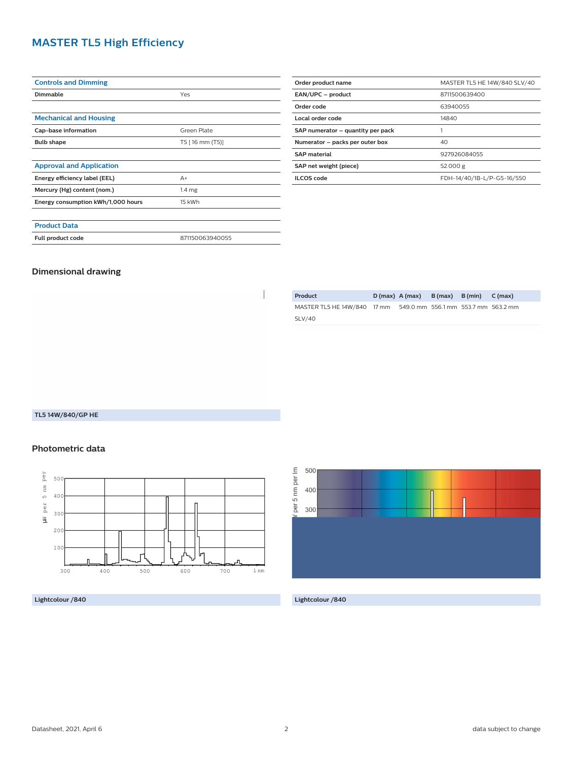# MASTER TL5 High Efficiency

| Controls and Dimming | |
|---|---|
| Dimmable | Yes |

| Mechanical and Housing | |
|---|---|
| Cap-base information | Green Plate |
| Bulb shape | T5 [ 16 mm (T5)] |

| Approval and Application | |
|---|---|
| Energy efficiency label (EEL) | A+ |
| Mercury (Hg) content (nom.) | 1.4 mg |
| Energy consumption kWh/1,000 hours | 15 kWh |

| Product Data | |
|---|---|
| Full product code | 871150063940055 |

| | |
|---|---|
| Order product name | MASTER TL5 HE 14W/840 SLV/40 |
| EAN/UPC – product | 8711500639400 |
| Order code | 63940055 |
| Local order code | 14840 |
| SAP numerator – quantity per pack | 1 |
| Numerator – packs per outer box | 40 |
| SAP material | 927926084055 |
| SAP net weight (piece) | 52.000 g |
| ILCOS code | FDH-14/40/1B-L/P-G5-16/550 |

## Dimensional drawing

TL5 14W/840/GP HE

| Product | D (max) | A (max) | B (max) | B (min) | C (max) |
|---|---|---|---|---|---|
| MASTER TL5 HE 14W/840 SLV/40 | 17 mm | 549.0 mm | 556.1 mm | 553.7 mm | 563.2 mm |

## Photometric data

Lightcolour /840

Lightcolour /840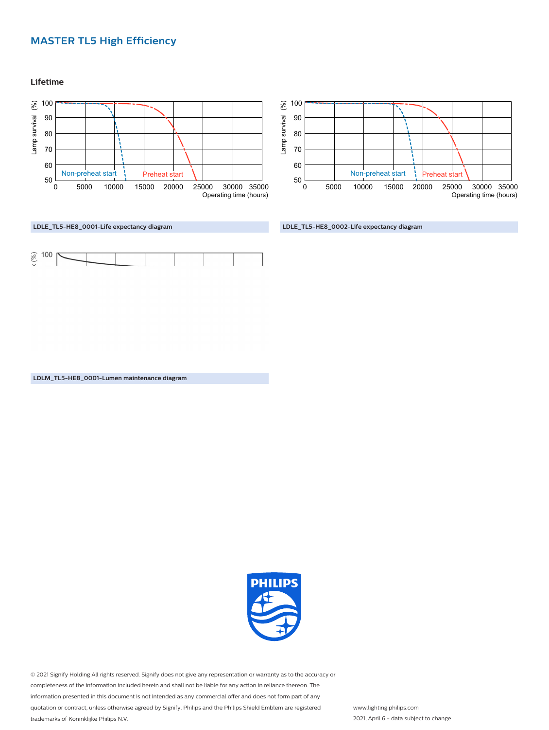## MASTER TL5 High Efficiency

### Lifetime

Lamp survival (%)
100
90
80
70
60
50
0 5000 10000 15000 20000 25000 30000 35000
Operating time (hours)
Non-preheat start
Preheat start

**LDLE_TL5-HE8_0001-Life expectancy diagram**

Lamp survival (%)
100
90
80
70
60
50
0 5000 10000 15000 20000 25000 30000 35000
Operating time (hours)
Non-preheat start
Preheat start

**LDLE_TL5-HE8_0002-Life expectancy diagram**

(%)
100

**LDLM_TL5-HE8_0001-Lumen maintenance diagram**

© 2021 Signify Holding All rights reserved. Signify does not give any representation or warranty as to the accuracy or completeness of the information included herein and shall not be liable for any action in reliance thereon. The information presented in this document is not intended as any commercial offer and does not form part of any quotation or contract, unless otherwise agreed by Signify. Philips and the Philips Shield Emblem are registered trademarks of Koninklijke Philips N.V.

www.lighting.philips.com

2021, April 6 - data subject to change